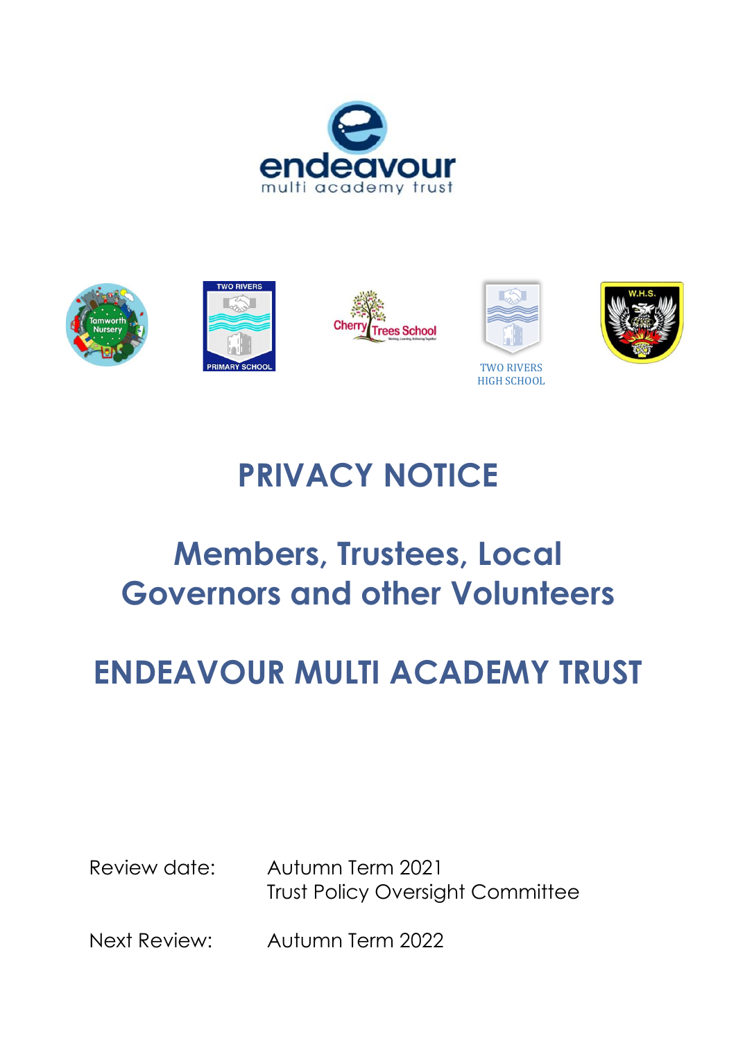# PRIVACY NOTICE

## Members, Trustees, Local Governors and other Volunteers

## ENDEAVOUR MULTI ACADEMY TRUST

Review date: Autumn Term 2021
Trust Policy Oversight Committee

Next Review: Autumn Term 2022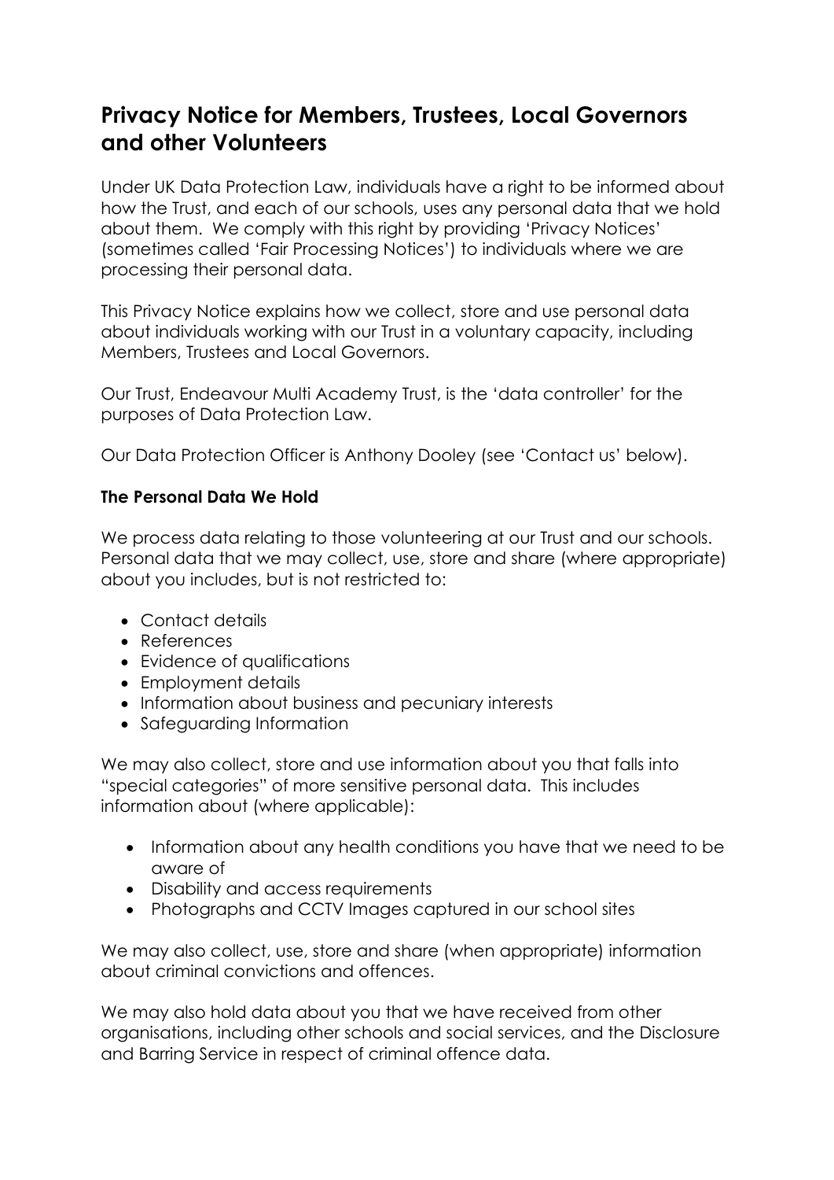# Privacy Notice for Members, Trustees, Local Governors and other Volunteers

Under UK Data Protection Law, individuals have a right to be informed about how the Trust, and each of our schools, uses any personal data that we hold about them. We comply with this right by providing 'Privacy Notices' (sometimes called 'Fair Processing Notices') to individuals where we are processing their personal data.

This Privacy Notice explains how we collect, store and use personal data about individuals working with our Trust in a voluntary capacity, including Members, Trustees and Local Governors.

Our Trust, Endeavour Multi Academy Trust, is the 'data controller' for the purposes of Data Protection Law.

Our Data Protection Officer is Anthony Dooley (see 'Contact us' below).

**The Personal Data We Hold**

We process data relating to those volunteering at our Trust and our schools. Personal data that we may collect, use, store and share (where appropriate) about you includes, but is not restricted to:

- Contact details
- References
- Evidence of qualifications
- Employment details
- Information about business and pecuniary interests
- Safeguarding Information

We may also collect, store and use information about you that falls into "special categories" of more sensitive personal data. This includes information about (where applicable):

- Information about any health conditions you have that we need to be aware of
- Disability and access requirements
- Photographs and CCTV Images captured in our school sites

We may also collect, use, store and share (when appropriate) information about criminal convictions and offences.

We may also hold data about you that we have received from other organisations, including other schools and social services, and the Disclosure and Barring Service in respect of criminal offence data.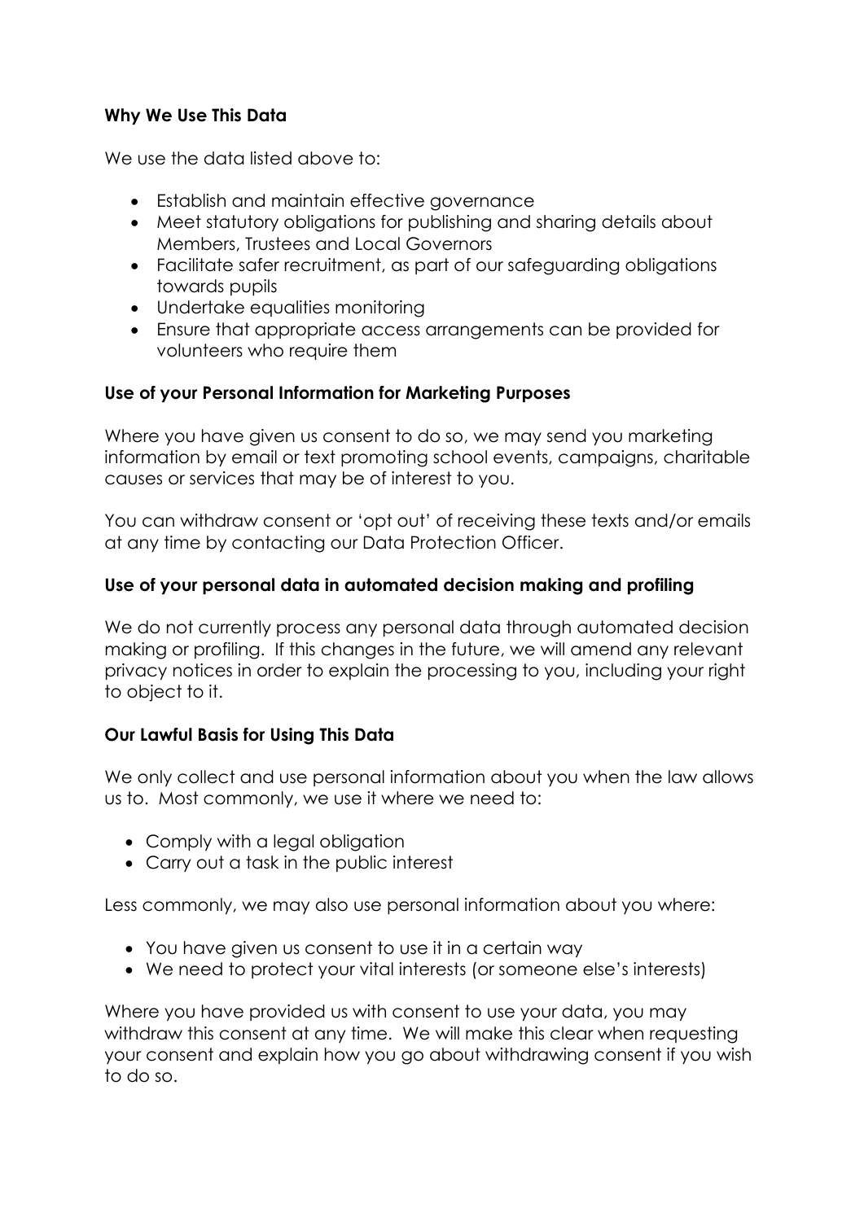**Why We Use This Data**

We use the data listed above to:

- Establish and maintain effective governance
- Meet statutory obligations for publishing and sharing details about Members, Trustees and Local Governors
- Facilitate safer recruitment, as part of our safeguarding obligations towards pupils
- Undertake equalities monitoring
- Ensure that appropriate access arrangements can be provided for volunteers who require them

**Use of your Personal Information for Marketing Purposes**

Where you have given us consent to do so, we may send you marketing information by email or text promoting school events, campaigns, charitable causes or services that may be of interest to you.

You can withdraw consent or 'opt out' of receiving these texts and/or emails at any time by contacting our Data Protection Officer.

**Use of your personal data in automated decision making and profiling**

We do not currently process any personal data through automated decision making or profiling. If this changes in the future, we will amend any relevant privacy notices in order to explain the processing to you, including your right to object to it.

**Our Lawful Basis for Using This Data**

We only collect and use personal information about you when the law allows us to. Most commonly, we use it where we need to:

- Comply with a legal obligation
- Carry out a task in the public interest

Less commonly, we may also use personal information about you where:

- You have given us consent to use it in a certain way
- We need to protect your vital interests (or someone else's interests)

Where you have provided us with consent to use your data, you may withdraw this consent at any time. We will make this clear when requesting your consent and explain how you go about withdrawing consent if you wish to do so.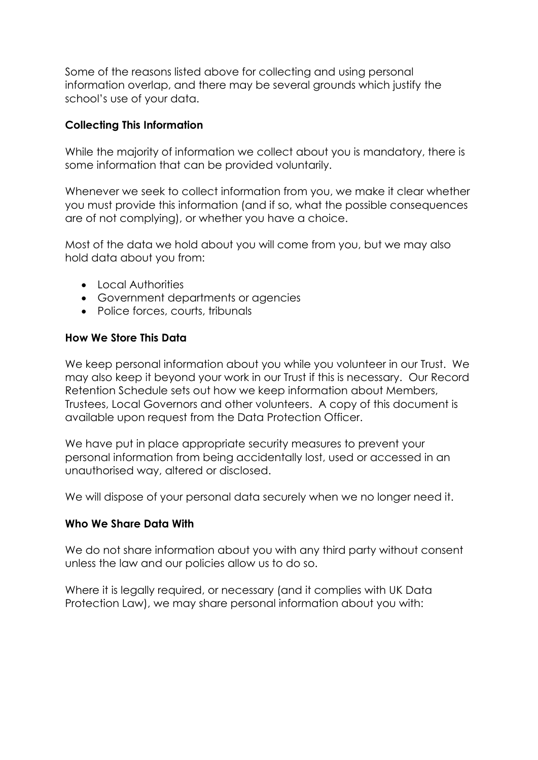Some of the reasons listed above for collecting and using personal information overlap, and there may be several grounds which justify the school's use of your data.

**Collecting This Information**

While the majority of information we collect about you is mandatory, there is some information that can be provided voluntarily.

Whenever we seek to collect information from you, we make it clear whether you must provide this information (and if so, what the possible consequences are of not complying), or whether you have a choice.

Most of the data we hold about you will come from you, but we may also hold data about you from:

- Local Authorities
- Government departments or agencies
- Police forces, courts, tribunals

**How We Store This Data**

We keep personal information about you while you volunteer in our Trust. We may also keep it beyond your work in our Trust if this is necessary. Our Record Retention Schedule sets out how we keep information about Members, Trustees, Local Governors and other volunteers. A copy of this document is available upon request from the Data Protection Officer.

We have put in place appropriate security measures to prevent your personal information from being accidentally lost, used or accessed in an unauthorised way, altered or disclosed.

We will dispose of your personal data securely when we no longer need it.

**Who We Share Data With**

We do not share information about you with any third party without consent unless the law and our policies allow us to do so.

Where it is legally required, or necessary (and it complies with UK Data Protection Law), we may share personal information about you with: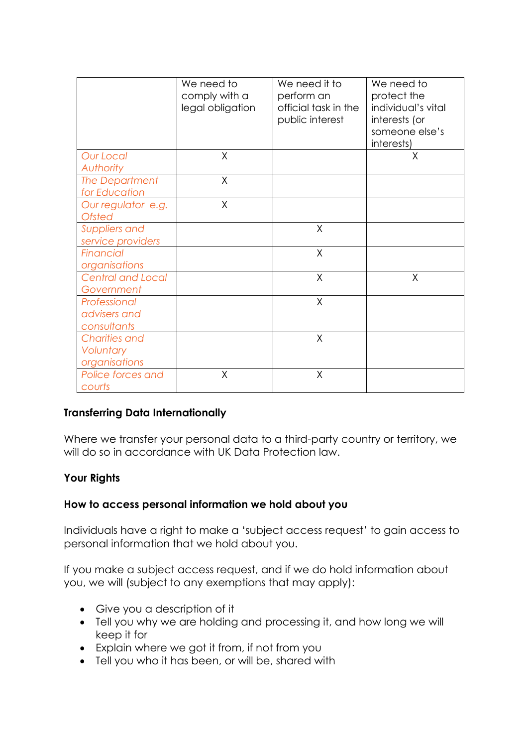| | We need to comply with a legal obligation | We need it to perform an official task in the public interest | We need to protect the individual's vital interests (or someone else's interests) |
|---|---|---|---|
| *Our Local Authority* | X | | X |
| *The Department for Education* | X | | |
| *Our regulator e.g. Ofsted* | X | | |
| *Suppliers and service providers* | | X | |
| *Financial organisations* | | X | |
| *Central and Local Government* | | X | X |
| *Professional advisers and consultants* | | X | |
| *Charities and Voluntary organisations* | | X | |
| *Police forces and courts* | X | X | |

**Transferring Data Internationally**

Where we transfer your personal data to a third-party country or territory, we will do so in accordance with UK Data Protection law.

**Your Rights**

**How to access personal information we hold about you**

Individuals have a right to make a 'subject access request' to gain access to personal information that we hold about you.

If you make a subject access request, and if we do hold information about you, we will (subject to any exemptions that may apply):

- Give you a description of it
- Tell you why we are holding and processing it, and how long we will keep it for
- Explain where we got it from, if not from you
- Tell you who it has been, or will be, shared with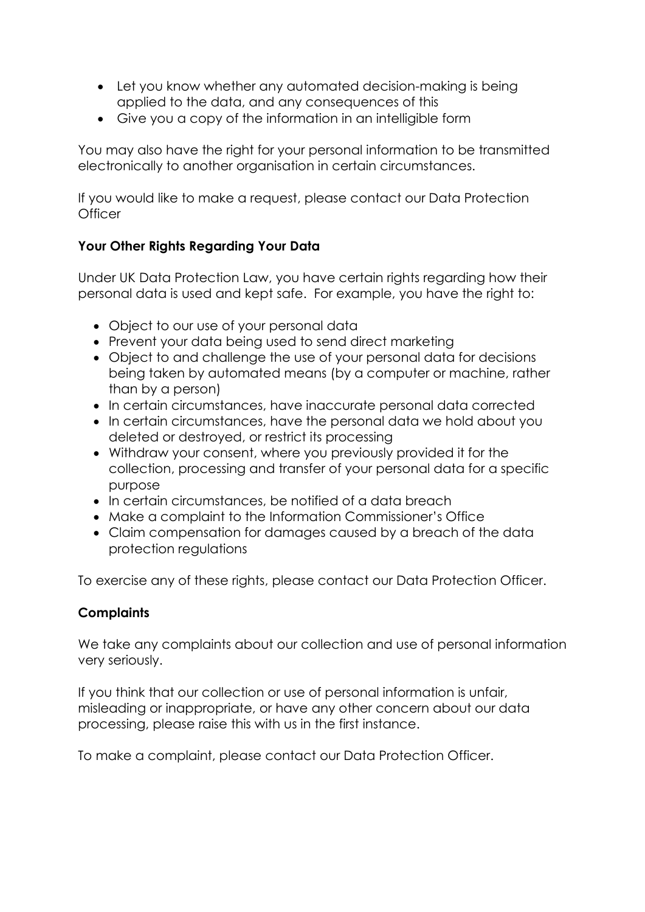- Let you know whether any automated decision-making is being applied to the data, and any consequences of this
- Give you a copy of the information in an intelligible form

You may also have the right for your personal information to be transmitted electronically to another organisation in certain circumstances.

If you would like to make a request, please contact our Data Protection Officer

**Your Other Rights Regarding Your Data**

Under UK Data Protection Law, you have certain rights regarding how their personal data is used and kept safe. For example, you have the right to:

- Object to our use of your personal data
- Prevent your data being used to send direct marketing
- Object to and challenge the use of your personal data for decisions being taken by automated means (by a computer or machine, rather than by a person)
- In certain circumstances, have inaccurate personal data corrected
- In certain circumstances, have the personal data we hold about you deleted or destroyed, or restrict its processing
- Withdraw your consent, where you previously provided it for the collection, processing and transfer of your personal data for a specific purpose
- In certain circumstances, be notified of a data breach
- Make a complaint to the Information Commissioner's Office
- Claim compensation for damages caused by a breach of the data protection regulations

To exercise any of these rights, please contact our Data Protection Officer.

**Complaints**

We take any complaints about our collection and use of personal information very seriously.

If you think that our collection or use of personal information is unfair, misleading or inappropriate, or have any other concern about our data processing, please raise this with us in the first instance.

To make a complaint, please contact our Data Protection Officer.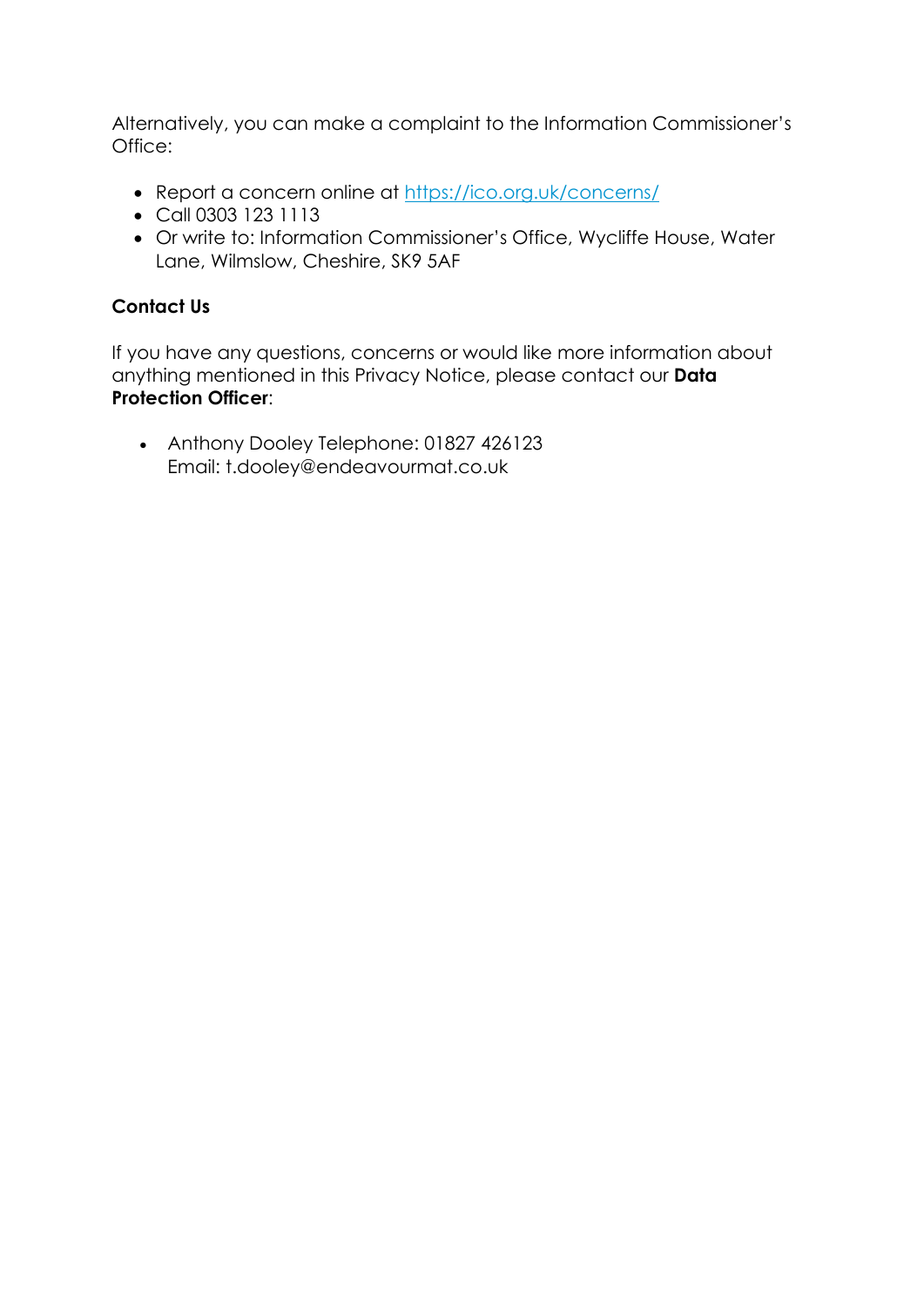Alternatively, you can make a complaint to the Information Commissioner's Office:

- Report a concern online at https://ico.org.uk/concerns/
- Call 0303 123 1113
- Or write to: Information Commissioner's Office, Wycliffe House, Water Lane, Wilmslow, Cheshire, SK9 5AF

**Contact Us**

If you have any questions, concerns or would like more information about anything mentioned in this Privacy Notice, please contact our **Data Protection Officer**:

- Anthony Dooley Telephone: 01827 426123
  Email: t.dooley@endeavourmat.co.uk